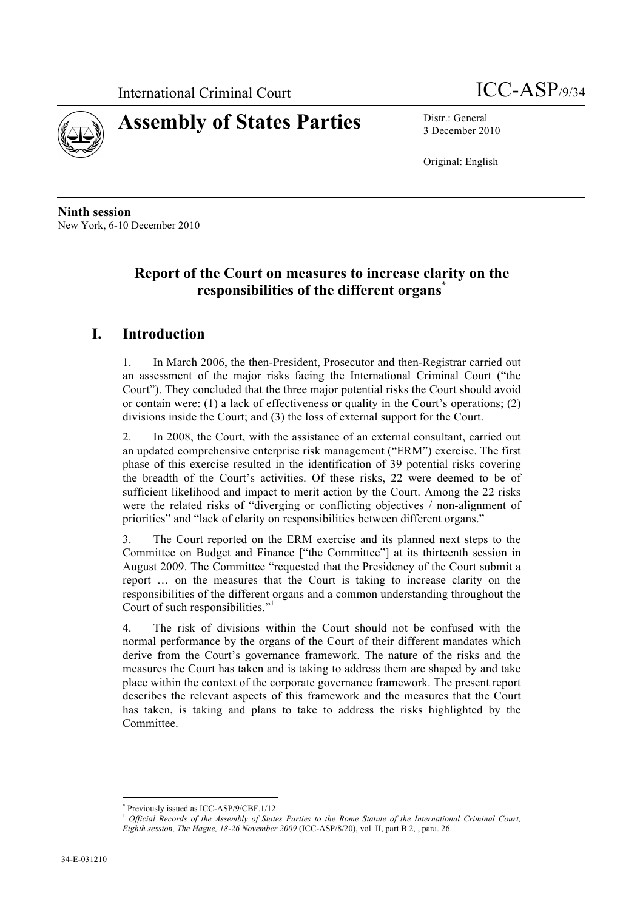International Criminal Court

ICC-ASP/9/34

# Assembly of States Parties

Distr.: General
3 December 2010

Original: English

**Ninth session**
New York, 6-10 December 2010

## Report of the Court on measures to increase clarity on the responsibilities of the different organs[*]

## I. Introduction

1. In March 2006, the then-President, Prosecutor and then-Registrar carried out an assessment of the major risks facing the International Criminal Court ("the Court"). They concluded that the three major potential risks the Court should avoid or contain were: (1) a lack of effectiveness or quality in the Court's operations; (2) divisions inside the Court; and (3) the loss of external support for the Court.

2. In 2008, the Court, with the assistance of an external consultant, carried out an updated comprehensive enterprise risk management ("ERM") exercise. The first phase of this exercise resulted in the identification of 39 potential risks covering the breadth of the Court's activities. Of these risks, 22 were deemed to be of sufficient likelihood and impact to merit action by the Court. Among the 22 risks were the related risks of "diverging or conflicting objectives / non-alignment of priorities" and "lack of clarity on responsibilities between different organs."

3. The Court reported on the ERM exercise and its planned next steps to the Committee on Budget and Finance ["the Committee"] at its thirteenth session in August 2009. The Committee "requested that the Presidency of the Court submit a report … on the measures that the Court is taking to increase clarity on the responsibilities of the different organs and a common understanding throughout the Court of such responsibilities."[1]

4. The risk of divisions within the Court should not be confused with the normal performance by the organs of the Court of their different mandates which derive from the Court's governance framework. The nature of the risks and the measures the Court has taken and is taking to address them are shaped by and take place within the context of the corporate governance framework. The present report describes the relevant aspects of this framework and the measures that the Court has taken, is taking and plans to take to address the risks highlighted by the Committee.

---

[*] Previously issued as ICC-ASP/9/CBF.1/12.

[1] *Official Records of the Assembly of States Parties to the Rome Statute of the International Criminal Court, Eighth session, The Hague, 18-26 November 2009* (ICC-ASP/8/20), vol. II, part B.2, , para. 26.

34-E-031210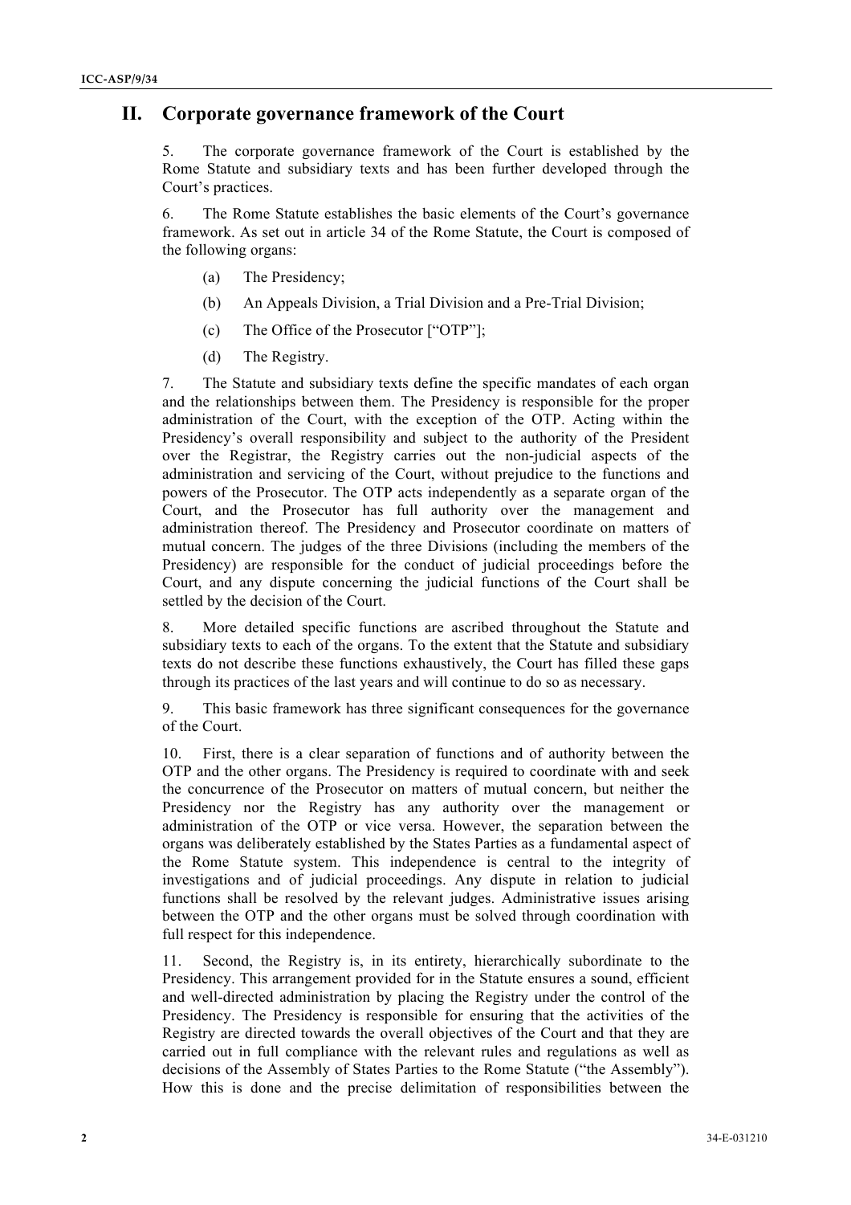## II. Corporate governance framework of the Court

5. The corporate governance framework of the Court is established by the Rome Statute and subsidiary texts and has been further developed through the Court's practices.

6. The Rome Statute establishes the basic elements of the Court's governance framework. As set out in article 34 of the Rome Statute, the Court is composed of the following organs:

(a) The Presidency;

(b) An Appeals Division, a Trial Division and a Pre-Trial Division;

(c) The Office of the Prosecutor ["OTP"];

(d) The Registry.

7. The Statute and subsidiary texts define the specific mandates of each organ and the relationships between them. The Presidency is responsible for the proper administration of the Court, with the exception of the OTP. Acting within the Presidency's overall responsibility and subject to the authority of the President over the Registrar, the Registry carries out the non-judicial aspects of the administration and servicing of the Court, without prejudice to the functions and powers of the Prosecutor. The OTP acts independently as a separate organ of the Court, and the Prosecutor has full authority over the management and administration thereof. The Presidency and Prosecutor coordinate on matters of mutual concern. The judges of the three Divisions (including the members of the Presidency) are responsible for the conduct of judicial proceedings before the Court, and any dispute concerning the judicial functions of the Court shall be settled by the decision of the Court.

8. More detailed specific functions are ascribed throughout the Statute and subsidiary texts to each of the organs. To the extent that the Statute and subsidiary texts do not describe these functions exhaustively, the Court has filled these gaps through its practices of the last years and will continue to do so as necessary.

9. This basic framework has three significant consequences for the governance of the Court.

10. First, there is a clear separation of functions and of authority between the OTP and the other organs. The Presidency is required to coordinate with and seek the concurrence of the Prosecutor on matters of mutual concern, but neither the Presidency nor the Registry has any authority over the management or administration of the OTP or vice versa. However, the separation between the organs was deliberately established by the States Parties as a fundamental aspect of the Rome Statute system. This independence is central to the integrity of investigations and of judicial proceedings. Any dispute in relation to judicial functions shall be resolved by the relevant judges. Administrative issues arising between the OTP and the other organs must be solved through coordination with full respect for this independence.

11. Second, the Registry is, in its entirety, hierarchically subordinate to the Presidency. This arrangement provided for in the Statute ensures a sound, efficient and well-directed administration by placing the Registry under the control of the Presidency. The Presidency is responsible for ensuring that the activities of the Registry are directed towards the overall objectives of the Court and that they are carried out in full compliance with the relevant rules and regulations as well as decisions of the Assembly of States Parties to the Rome Statute ("the Assembly"). How this is done and the precise delimitation of responsibilities between the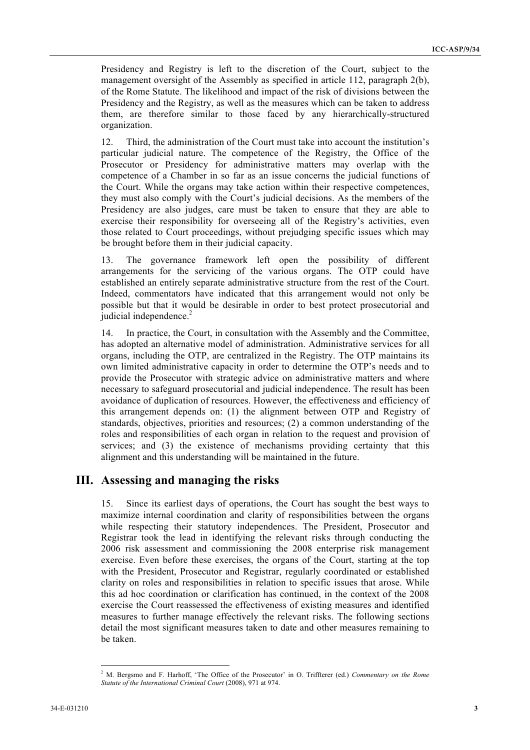Presidency and Registry is left to the discretion of the Court, subject to the management oversight of the Assembly as specified in article 112, paragraph 2(b), of the Rome Statute. The likelihood and impact of the risk of divisions between the Presidency and the Registry, as well as the measures which can be taken to address them, are therefore similar to those faced by any hierarchically-structured organization.

12. Third, the administration of the Court must take into account the institution's particular judicial nature. The competence of the Registry, the Office of the Prosecutor or Presidency for administrative matters may overlap with the competence of a Chamber in so far as an issue concerns the judicial functions of the Court. While the organs may take action within their respective competences, they must also comply with the Court's judicial decisions. As the members of the Presidency are also judges, care must be taken to ensure that they are able to exercise their responsibility for overseeing all of the Registry's activities, even those related to Court proceedings, without prejudging specific issues which may be brought before them in their judicial capacity.

13. The governance framework left open the possibility of different arrangements for the servicing of the various organs. The OTP could have established an entirely separate administrative structure from the rest of the Court. Indeed, commentators have indicated that this arrangement would not only be possible but that it would be desirable in order to best protect prosecutorial and judicial independence.[2]

14. In practice, the Court, in consultation with the Assembly and the Committee, has adopted an alternative model of administration. Administrative services for all organs, including the OTP, are centralized in the Registry. The OTP maintains its own limited administrative capacity in order to determine the OTP's needs and to provide the Prosecutor with strategic advice on administrative matters and where necessary to safeguard prosecutorial and judicial independence. The result has been avoidance of duplication of resources. However, the effectiveness and efficiency of this arrangement depends on: (1) the alignment between OTP and Registry of standards, objectives, priorities and resources; (2) a common understanding of the roles and responsibilities of each organ in relation to the request and provision of services; and (3) the existence of mechanisms providing certainty that this alignment and this understanding will be maintained in the future.

## III. Assessing and managing the risks

15. Since its earliest days of operations, the Court has sought the best ways to maximize internal coordination and clarity of responsibilities between the organs while respecting their statutory independences. The President, Prosecutor and Registrar took the lead in identifying the relevant risks through conducting the 2006 risk assessment and commissioning the 2008 enterprise risk management exercise. Even before these exercises, the organs of the Court, starting at the top with the President, Prosecutor and Registrar, regularly coordinated or established clarity on roles and responsibilities in relation to specific issues that arose. While this ad hoc coordination or clarification has continued, in the context of the 2008 exercise the Court reassessed the effectiveness of existing measures and identified measures to further manage effectively the relevant risks. The following sections detail the most significant measures taken to date and other measures remaining to be taken.

---

[2] M. Bergsmo and F. Harhoff, 'The Office of the Prosecutor' in O. Triffterer (ed.) *Commentary on the Rome Statute of the International Criminal Court* (2008), 971 at 974.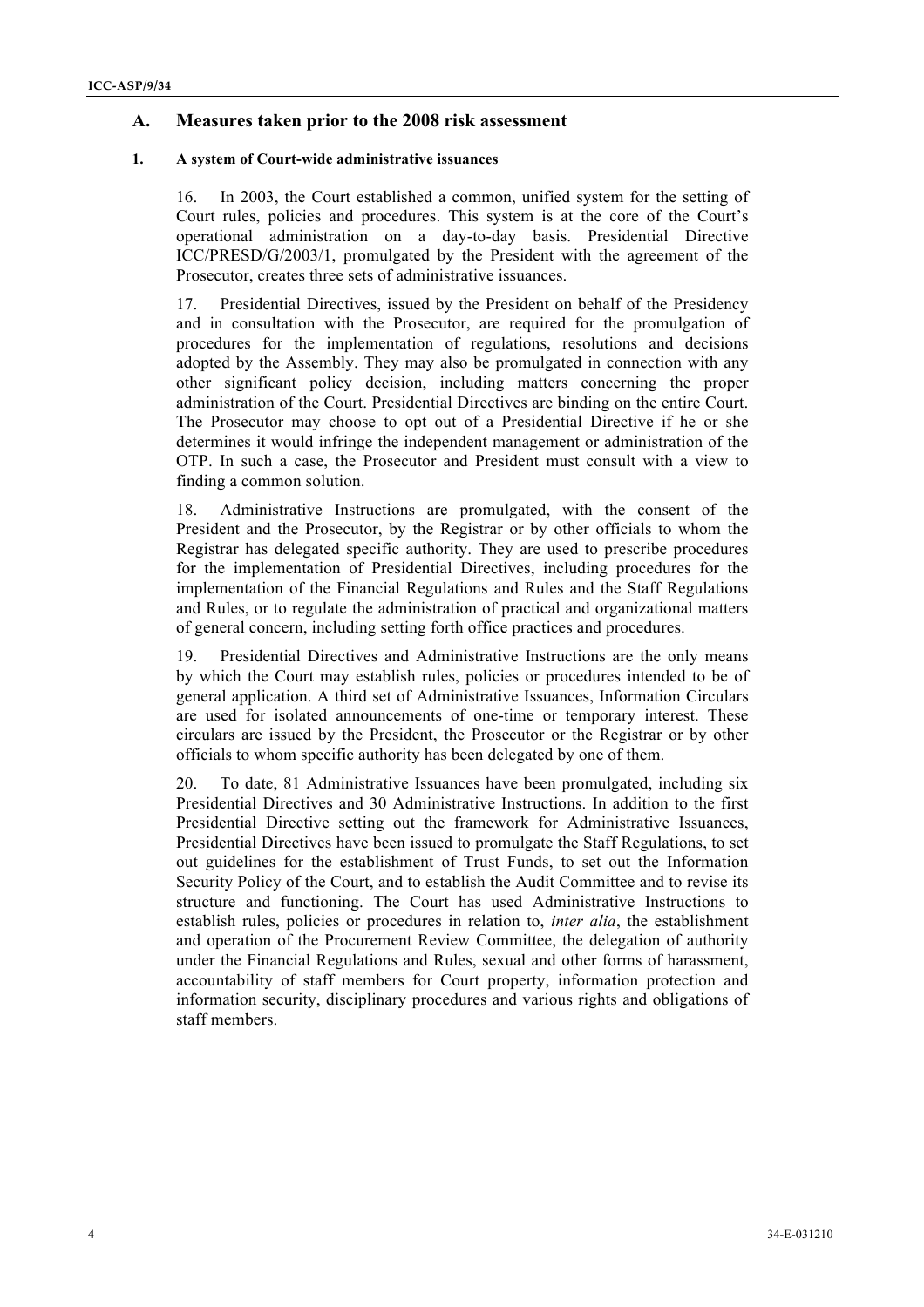## A. Measures taken prior to the 2008 risk assessment

### 1. A system of Court-wide administrative issuances

16. In 2003, the Court established a common, unified system for the setting of Court rules, policies and procedures. This system is at the core of the Court's operational administration on a day-to-day basis. Presidential Directive ICC/PRESD/G/2003/1, promulgated by the President with the agreement of the Prosecutor, creates three sets of administrative issuances.

17. Presidential Directives, issued by the President on behalf of the Presidency and in consultation with the Prosecutor, are required for the promulgation of procedures for the implementation of regulations, resolutions and decisions adopted by the Assembly. They may also be promulgated in connection with any other significant policy decision, including matters concerning the proper administration of the Court. Presidential Directives are binding on the entire Court. The Prosecutor may choose to opt out of a Presidential Directive if he or she determines it would infringe the independent management or administration of the OTP. In such a case, the Prosecutor and President must consult with a view to finding a common solution.

18. Administrative Instructions are promulgated, with the consent of the President and the Prosecutor, by the Registrar or by other officials to whom the Registrar has delegated specific authority. They are used to prescribe procedures for the implementation of Presidential Directives, including procedures for the implementation of the Financial Regulations and Rules and the Staff Regulations and Rules, or to regulate the administration of practical and organizational matters of general concern, including setting forth office practices and procedures.

19. Presidential Directives and Administrative Instructions are the only means by which the Court may establish rules, policies or procedures intended to be of general application. A third set of Administrative Issuances, Information Circulars are used for isolated announcements of one-time or temporary interest. These circulars are issued by the President, the Prosecutor or the Registrar or by other officials to whom specific authority has been delegated by one of them.

20. To date, 81 Administrative Issuances have been promulgated, including six Presidential Directives and 30 Administrative Instructions. In addition to the first Presidential Directive setting out the framework for Administrative Issuances, Presidential Directives have been issued to promulgate the Staff Regulations, to set out guidelines for the establishment of Trust Funds, to set out the Information Security Policy of the Court, and to establish the Audit Committee and to revise its structure and functioning. The Court has used Administrative Instructions to establish rules, policies or procedures in relation to, *inter alia*, the establishment and operation of the Procurement Review Committee, the delegation of authority under the Financial Regulations and Rules, sexual and other forms of harassment, accountability of staff members for Court property, information protection and information security, disciplinary procedures and various rights and obligations of staff members.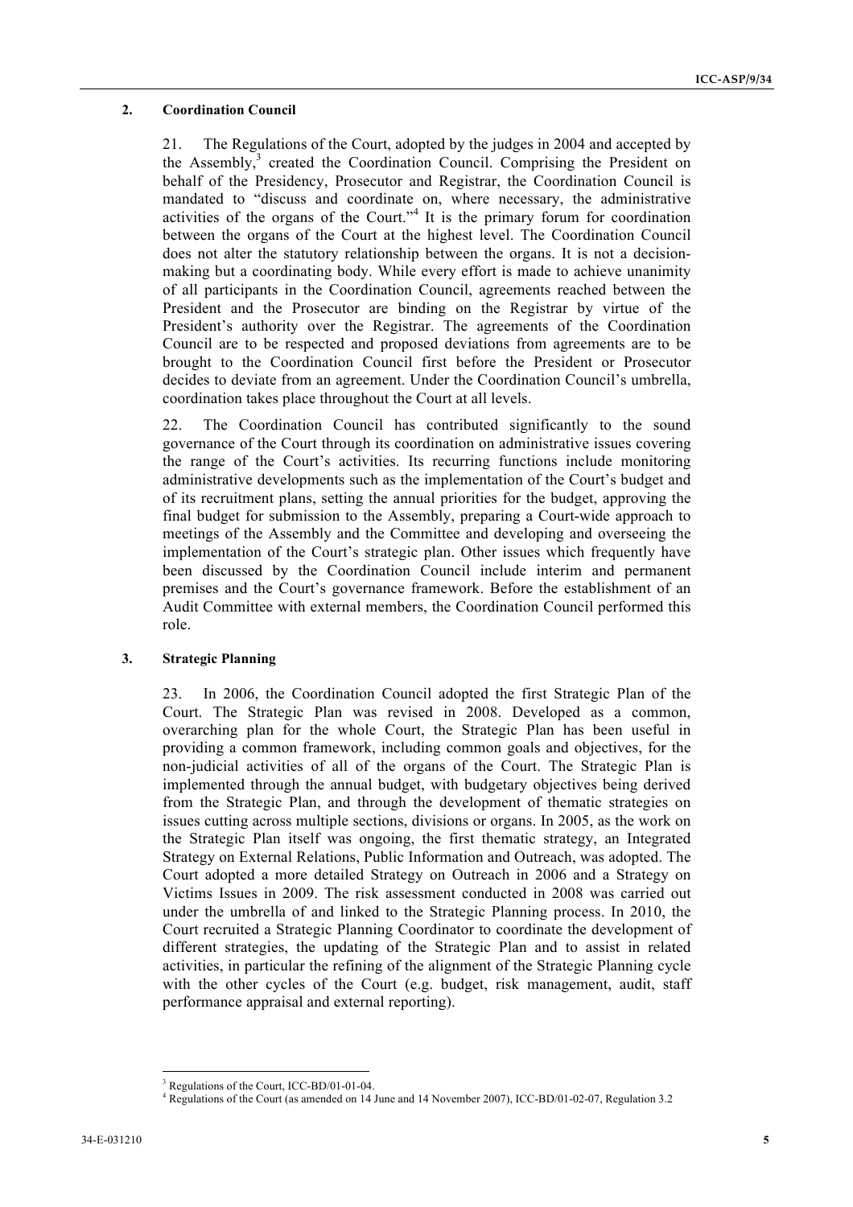## 2. Coordination Council

21. The Regulations of the Court, adopted by the judges in 2004 and accepted by the Assembly,[3] created the Coordination Council. Comprising the President on behalf of the Presidency, Prosecutor and Registrar, the Coordination Council is mandated to "discuss and coordinate on, where necessary, the administrative activities of the organs of the Court."[4] It is the primary forum for coordination between the organs of the Court at the highest level. The Coordination Council does not alter the statutory relationship between the organs. It is not a decision-making but a coordinating body. While every effort is made to achieve unanimity of all participants in the Coordination Council, agreements reached between the President and the Prosecutor are binding on the Registrar by virtue of the President's authority over the Registrar. The agreements of the Coordination Council are to be respected and proposed deviations from agreements are to be brought to the Coordination Council first before the President or Prosecutor decides to deviate from an agreement. Under the Coordination Council's umbrella, coordination takes place throughout the Court at all levels.

22. The Coordination Council has contributed significantly to the sound governance of the Court through its coordination on administrative issues covering the range of the Court's activities. Its recurring functions include monitoring administrative developments such as the implementation of the Court's budget and of its recruitment plans, setting the annual priorities for the budget, approving the final budget for submission to the Assembly, preparing a Court-wide approach to meetings of the Assembly and the Committee and developing and overseeing the implementation of the Court's strategic plan. Other issues which frequently have been discussed by the Coordination Council include interim and permanent premises and the Court's governance framework. Before the establishment of an Audit Committee with external members, the Coordination Council performed this role.

## 3. Strategic Planning

23. In 2006, the Coordination Council adopted the first Strategic Plan of the Court. The Strategic Plan was revised in 2008. Developed as a common, overarching plan for the whole Court, the Strategic Plan has been useful in providing a common framework, including common goals and objectives, for the non-judicial activities of all of the organs of the Court. The Strategic Plan is implemented through the annual budget, with budgetary objectives being derived from the Strategic Plan, and through the development of thematic strategies on issues cutting across multiple sections, divisions or organs. In 2005, as the work on the Strategic Plan itself was ongoing, the first thematic strategy, an Integrated Strategy on External Relations, Public Information and Outreach, was adopted. The Court adopted a more detailed Strategy on Outreach in 2006 and a Strategy on Victims Issues in 2009. The risk assessment conducted in 2008 was carried out under the umbrella of and linked to the Strategic Planning process. In 2010, the Court recruited a Strategic Planning Coordinator to coordinate the development of different strategies, the updating of the Strategic Plan and to assist in related activities, in particular the refining of the alignment of the Strategic Planning cycle with the other cycles of the Court (e.g. budget, risk management, audit, staff performance appraisal and external reporting).

---

[3] Regulations of the Court, ICC-BD/01-01-04.

[4] Regulations of the Court (as amended on 14 June and 14 November 2007), ICC-BD/01-02-07, Regulation 3.2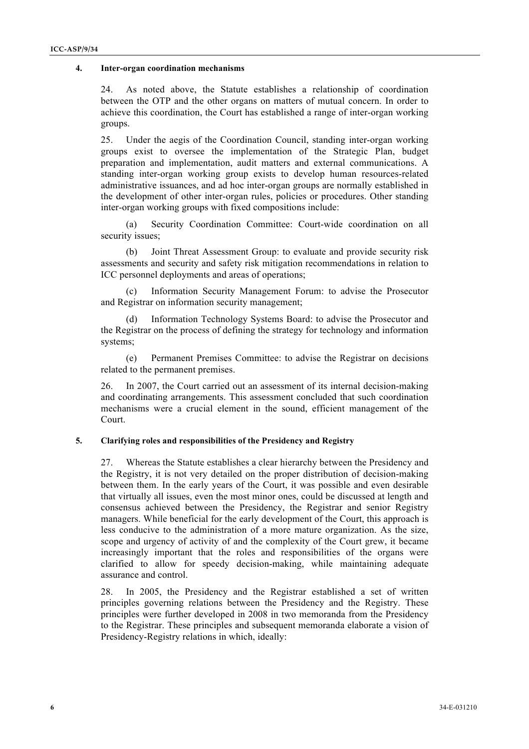#### 4. Inter-organ coordination mechanisms

24. As noted above, the Statute establishes a relationship of coordination between the OTP and the other organs on matters of mutual concern. In order to achieve this coordination, the Court has established a range of inter-organ working groups.

25. Under the aegis of the Coordination Council, standing inter-organ working groups exist to oversee the implementation of the Strategic Plan, budget preparation and implementation, audit matters and external communications. A standing inter-organ working group exists to develop human resources-related administrative issuances, and ad hoc inter-organ groups are normally established in the development of other inter-organ rules, policies or procedures. Other standing inter-organ working groups with fixed compositions include:

(a) Security Coordination Committee: Court-wide coordination on all security issues;

(b) Joint Threat Assessment Group: to evaluate and provide security risk assessments and security and safety risk mitigation recommendations in relation to ICC personnel deployments and areas of operations;

(c) Information Security Management Forum: to advise the Prosecutor and Registrar on information security management;

(d) Information Technology Systems Board: to advise the Prosecutor and the Registrar on the process of defining the strategy for technology and information systems;

(e) Permanent Premises Committee: to advise the Registrar on decisions related to the permanent premises.

26. In 2007, the Court carried out an assessment of its internal decision-making and coordinating arrangements. This assessment concluded that such coordination mechanisms were a crucial element in the sound, efficient management of the Court.

#### 5. Clarifying roles and responsibilities of the Presidency and Registry

27. Whereas the Statute establishes a clear hierarchy between the Presidency and the Registry, it is not very detailed on the proper distribution of decision-making between them. In the early years of the Court, it was possible and even desirable that virtually all issues, even the most minor ones, could be discussed at length and consensus achieved between the Presidency, the Registrar and senior Registry managers. While beneficial for the early development of the Court, this approach is less conducive to the administration of a more mature organization. As the size, scope and urgency of activity of and the complexity of the Court grew, it became increasingly important that the roles and responsibilities of the organs were clarified to allow for speedy decision-making, while maintaining adequate assurance and control.

28. In 2005, the Presidency and the Registrar established a set of written principles governing relations between the Presidency and the Registry. These principles were further developed in 2008 in two memoranda from the Presidency to the Registrar. These principles and subsequent memoranda elaborate a vision of Presidency-Registry relations in which, ideally: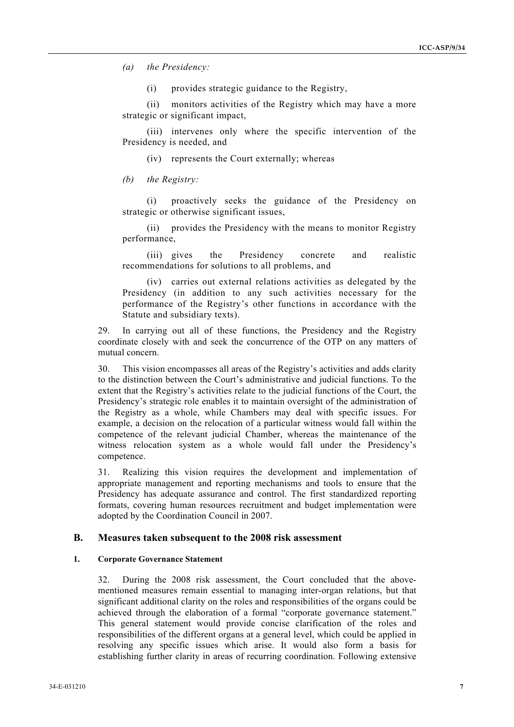*(a) the Presidency:*

(i) provides strategic guidance to the Registry,

(ii) monitors activities of the Registry which may have a more strategic or significant impact,

(iii) intervenes only where the specific intervention of the Presidency is needed, and

(iv) represents the Court externally; whereas

*(b) the Registry:*

(i) proactively seeks the guidance of the Presidency on strategic or otherwise significant issues,

(ii) provides the Presidency with the means to monitor Registry performance,

(iii) gives the Presidency concrete and realistic recommendations for solutions to all problems, and

(iv) carries out external relations activities as delegated by the Presidency (in addition to any such activities necessary for the performance of the Registry's other functions in accordance with the Statute and subsidiary texts).

29. In carrying out all of these functions, the Presidency and the Registry coordinate closely with and seek the concurrence of the OTP on any matters of mutual concern.

30. This vision encompasses all areas of the Registry's activities and adds clarity to the distinction between the Court's administrative and judicial functions. To the extent that the Registry's activities relate to the judicial functions of the Court, the Presidency's strategic role enables it to maintain oversight of the administration of the Registry as a whole, while Chambers may deal with specific issues. For example, a decision on the relocation of a particular witness would fall within the competence of the relevant judicial Chamber, whereas the maintenance of the witness relocation system as a whole would fall under the Presidency's competence.

31. Realizing this vision requires the development and implementation of appropriate management and reporting mechanisms and tools to ensure that the Presidency has adequate assurance and control. The first standardized reporting formats, covering human resources recruitment and budget implementation were adopted by the Coordination Council in 2007.

## B. Measures taken subsequent to the 2008 risk assessment

### 1. Corporate Governance Statement

32. During the 2008 risk assessment, the Court concluded that the above-mentioned measures remain essential to managing inter-organ relations, but that significant additional clarity on the roles and responsibilities of the organs could be achieved through the elaboration of a formal "corporate governance statement." This general statement would provide concise clarification of the roles and responsibilities of the different organs at a general level, which could be applied in resolving any specific issues which arise. It would also form a basis for establishing further clarity in areas of recurring coordination. Following extensive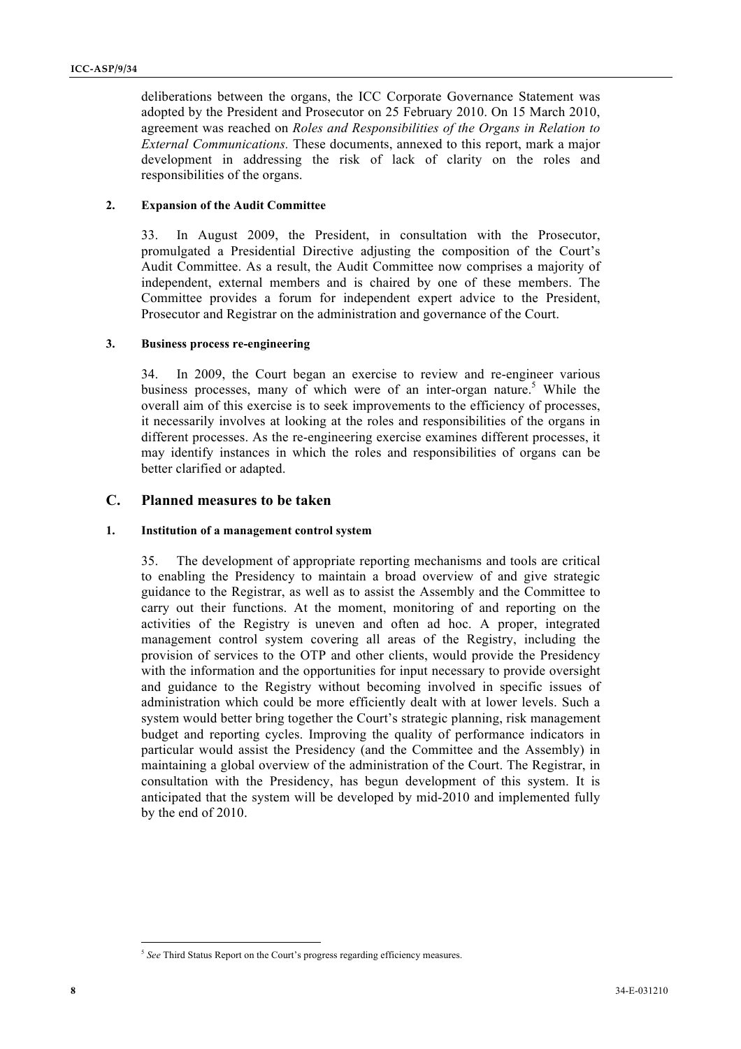deliberations between the organs, the ICC Corporate Governance Statement was adopted by the President and Prosecutor on 25 February 2010. On 15 March 2010, agreement was reached on *Roles and Responsibilities of the Organs in Relation to External Communications.* These documents, annexed to this report, mark a major development in addressing the risk of lack of clarity on the roles and responsibilities of the organs.

#### 2. Expansion of the Audit Committee

33. In August 2009, the President, in consultation with the Prosecutor, promulgated a Presidential Directive adjusting the composition of the Court's Audit Committee. As a result, the Audit Committee now comprises a majority of independent, external members and is chaired by one of these members. The Committee provides a forum for independent expert advice to the President, Prosecutor and Registrar on the administration and governance of the Court.

#### 3. Business process re-engineering

34. In 2009, the Court began an exercise to review and re-engineer various business processes, many of which were of an inter-organ nature.[5] While the overall aim of this exercise is to seek improvements to the efficiency of processes, it necessarily involves at looking at the roles and responsibilities of the organs in different processes. As the re-engineering exercise examines different processes, it may identify instances in which the roles and responsibilities of organs can be better clarified or adapted.

### C. Planned measures to be taken

#### 1. Institution of a management control system

35. The development of appropriate reporting mechanisms and tools are critical to enabling the Presidency to maintain a broad overview of and give strategic guidance to the Registrar, as well as to assist the Assembly and the Committee to carry out their functions. At the moment, monitoring of and reporting on the activities of the Registry is uneven and often ad hoc. A proper, integrated management control system covering all areas of the Registry, including the provision of services to the OTP and other clients, would provide the Presidency with the information and the opportunities for input necessary to provide oversight and guidance to the Registry without becoming involved in specific issues of administration which could be more efficiently dealt with at lower levels. Such a system would better bring together the Court's strategic planning, risk management budget and reporting cycles. Improving the quality of performance indicators in particular would assist the Presidency (and the Committee and the Assembly) in maintaining a global overview of the administration of the Court. The Registrar, in consultation with the Presidency, has begun development of this system. It is anticipated that the system will be developed by mid-2010 and implemented fully by the end of 2010.

---

[5] *See* Third Status Report on the Court's progress regarding efficiency measures.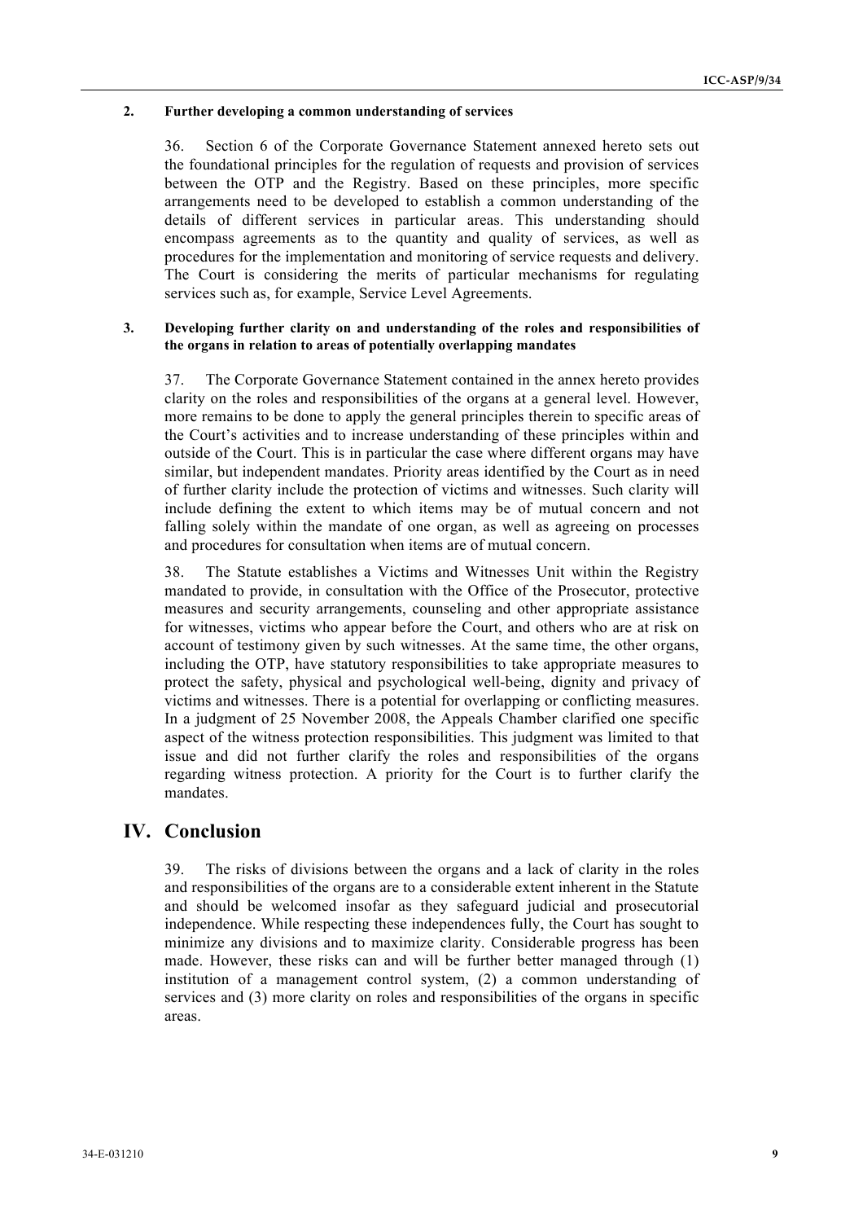### 2. Further developing a common understanding of services

36. Section 6 of the Corporate Governance Statement annexed hereto sets out the foundational principles for the regulation of requests and provision of services between the OTP and the Registry. Based on these principles, more specific arrangements need to be developed to establish a common understanding of the details of different services in particular areas. This understanding should encompass agreements as to the quantity and quality of services, as well as procedures for the implementation and monitoring of service requests and delivery. The Court is considering the merits of particular mechanisms for regulating services such as, for example, Service Level Agreements.

### 3. Developing further clarity on and understanding of the roles and responsibilities of the organs in relation to areas of potentially overlapping mandates

37. The Corporate Governance Statement contained in the annex hereto provides clarity on the roles and responsibilities of the organs at a general level. However, more remains to be done to apply the general principles therein to specific areas of the Court's activities and to increase understanding of these principles within and outside of the Court. This is in particular the case where different organs may have similar, but independent mandates. Priority areas identified by the Court as in need of further clarity include the protection of victims and witnesses. Such clarity will include defining the extent to which items may be of mutual concern and not falling solely within the mandate of one organ, as well as agreeing on processes and procedures for consultation when items are of mutual concern.

38. The Statute establishes a Victims and Witnesses Unit within the Registry mandated to provide, in consultation with the Office of the Prosecutor, protective measures and security arrangements, counseling and other appropriate assistance for witnesses, victims who appear before the Court, and others who are at risk on account of testimony given by such witnesses. At the same time, the other organs, including the OTP, have statutory responsibilities to take appropriate measures to protect the safety, physical and psychological well-being, dignity and privacy of victims and witnesses. There is a potential for overlapping or conflicting measures. In a judgment of 25 November 2008, the Appeals Chamber clarified one specific aspect of the witness protection responsibilities. This judgment was limited to that issue and did not further clarify the roles and responsibilities of the organs regarding witness protection. A priority for the Court is to further clarify the mandates.

## IV. Conclusion

39. The risks of divisions between the organs and a lack of clarity in the roles and responsibilities of the organs are to a considerable extent inherent in the Statute and should be welcomed insofar as they safeguard judicial and prosecutorial independence. While respecting these independences fully, the Court has sought to minimize any divisions and to maximize clarity. Considerable progress has been made. However, these risks can and will be further better managed through (1) institution of a management control system, (2) a common understanding of services and (3) more clarity on roles and responsibilities of the organs in specific areas.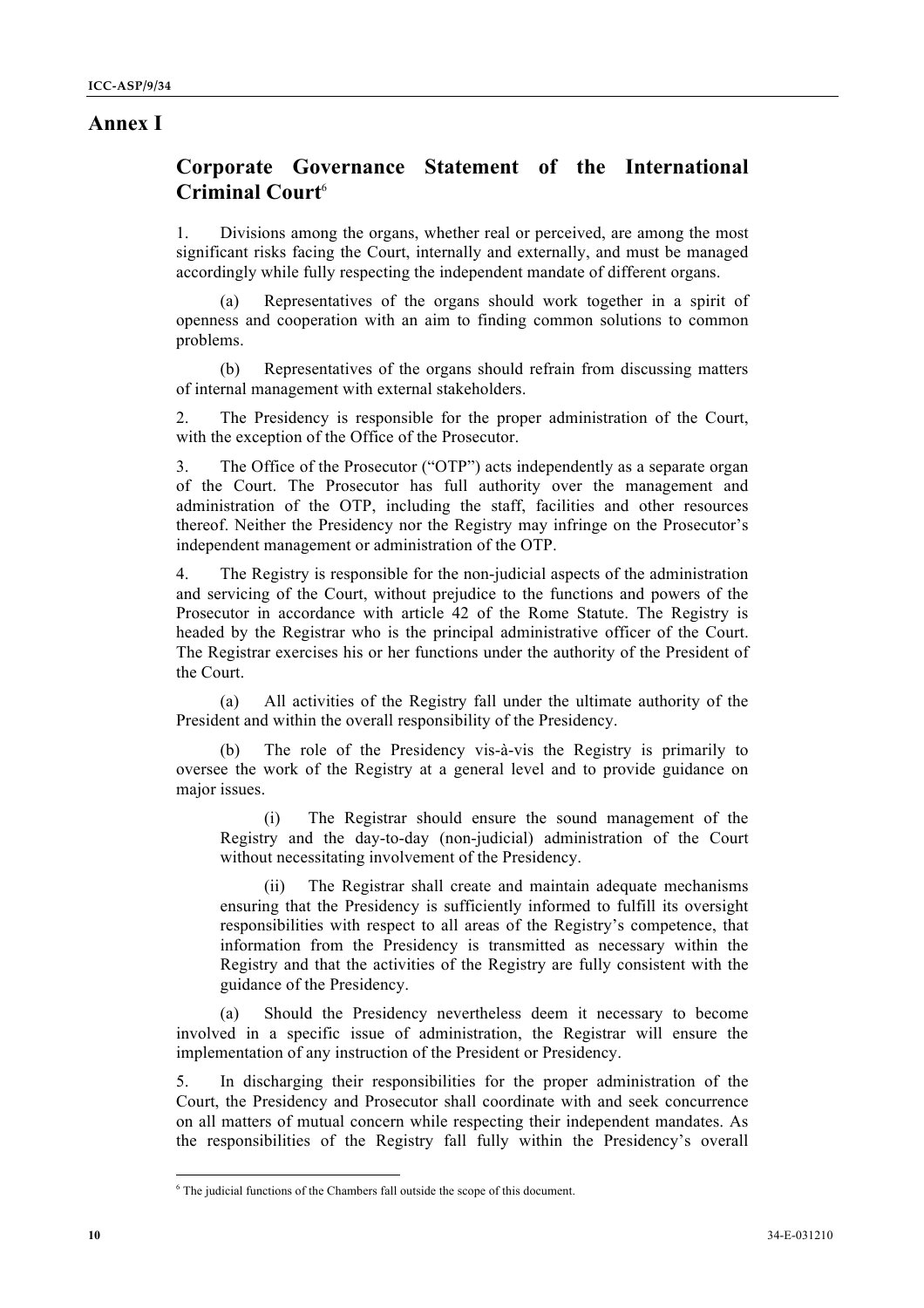# Annex I

## Corporate Governance Statement of the International Criminal Court[6]

1. Divisions among the organs, whether real or perceived, are among the most significant risks facing the Court, internally and externally, and must be managed accordingly while fully respecting the independent mandate of different organs.

   (a) Representatives of the organs should work together in a spirit of openness and cooperation with an aim to finding common solutions to common problems.

   (b) Representatives of the organs should refrain from discussing matters of internal management with external stakeholders.

2. The Presidency is responsible for the proper administration of the Court, with the exception of the Office of the Prosecutor.

3. The Office of the Prosecutor ("OTP") acts independently as a separate organ of the Court. The Prosecutor has full authority over the management and administration of the OTP, including the staff, facilities and other resources thereof. Neither the Presidency nor the Registry may infringe on the Prosecutor's independent management or administration of the OTP.

4. The Registry is responsible for the non-judicial aspects of the administration and servicing of the Court, without prejudice to the functions and powers of the Prosecutor in accordance with article 42 of the Rome Statute. The Registry is headed by the Registrar who is the principal administrative officer of the Court. The Registrar exercises his or her functions under the authority of the President of the Court.

   (a) All activities of the Registry fall under the ultimate authority of the President and within the overall responsibility of the Presidency.

   (b) The role of the Presidency vis-à-vis the Registry is primarily to oversee the work of the Registry at a general level and to provide guidance on major issues.

      (i) The Registrar should ensure the sound management of the Registry and the day-to-day (non-judicial) administration of the Court without necessitating involvement of the Presidency.

      (ii) The Registrar shall create and maintain adequate mechanisms ensuring that the Presidency is sufficiently informed to fulfill its oversight responsibilities with respect to all areas of the Registry's competence, that information from the Presidency is transmitted as necessary within the Registry and that the activities of the Registry are fully consistent with the guidance of the Presidency.

   (a) Should the Presidency nevertheless deem it necessary to become involved in a specific issue of administration, the Registrar will ensure the implementation of any instruction of the President or Presidency.

5. In discharging their responsibilities for the proper administration of the Court, the Presidency and Prosecutor shall coordinate with and seek concurrence on all matters of mutual concern while respecting their independent mandates. As the responsibilities of the Registry fall fully within the Presidency's overall

---

[6] The judicial functions of the Chambers fall outside the scope of this document.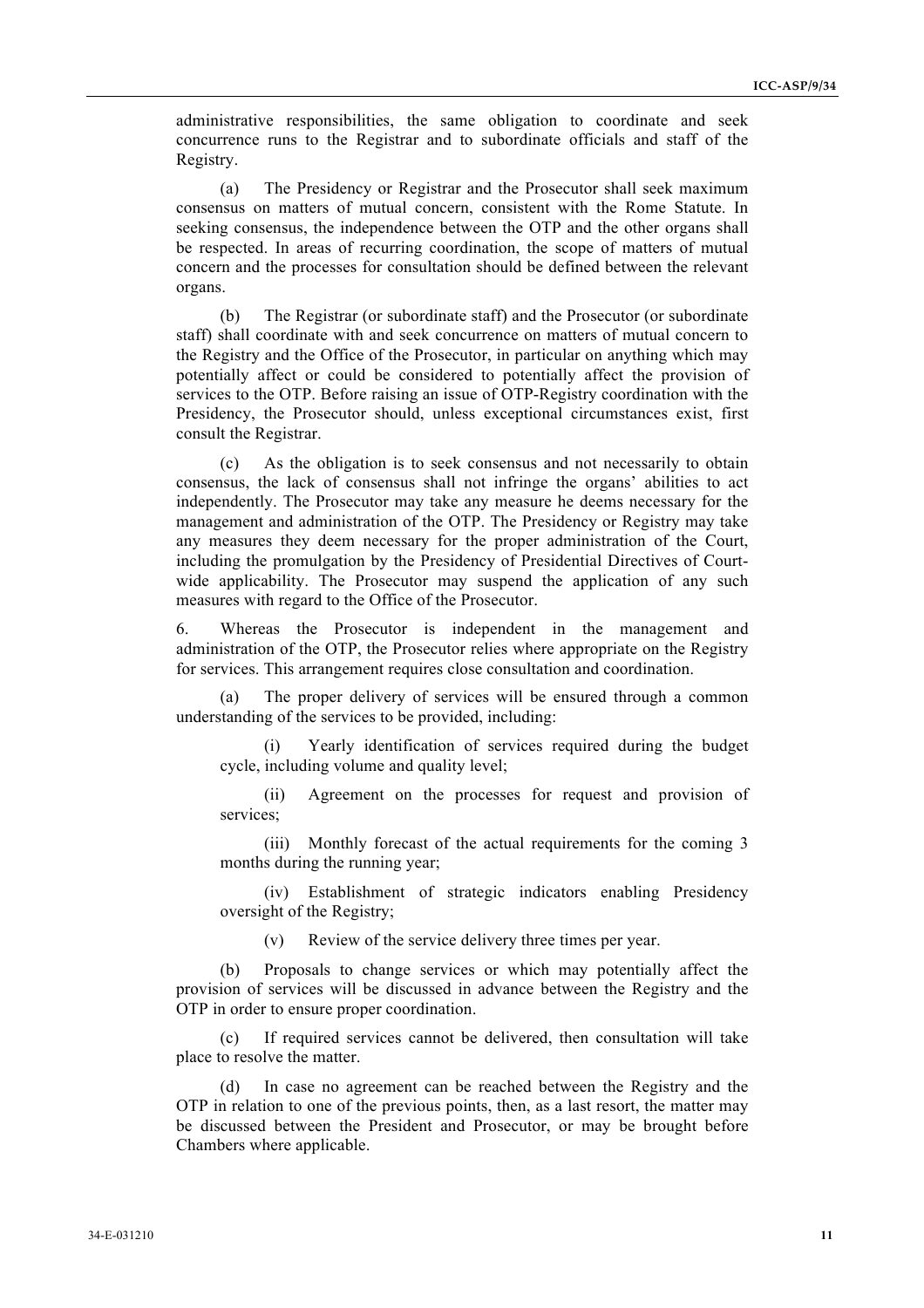administrative responsibilities, the same obligation to coordinate and seek concurrence runs to the Registrar and to subordinate officials and staff of the Registry.

(a) The Presidency or Registrar and the Prosecutor shall seek maximum consensus on matters of mutual concern, consistent with the Rome Statute. In seeking consensus, the independence between the OTP and the other organs shall be respected. In areas of recurring coordination, the scope of matters of mutual concern and the processes for consultation should be defined between the relevant organs.

(b) The Registrar (or subordinate staff) and the Prosecutor (or subordinate staff) shall coordinate with and seek concurrence on matters of mutual concern to the Registry and the Office of the Prosecutor, in particular on anything which may potentially affect or could be considered to potentially affect the provision of services to the OTP. Before raising an issue of OTP-Registry coordination with the Presidency, the Prosecutor should, unless exceptional circumstances exist, first consult the Registrar.

(c) As the obligation is to seek consensus and not necessarily to obtain consensus, the lack of consensus shall not infringe the organs' abilities to act independently. The Prosecutor may take any measure he deems necessary for the management and administration of the OTP. The Presidency or Registry may take any measures they deem necessary for the proper administration of the Court, including the promulgation by the Presidency of Presidential Directives of Court-wide applicability. The Prosecutor may suspend the application of any such measures with regard to the Office of the Prosecutor.

6. Whereas the Prosecutor is independent in the management and administration of the OTP, the Prosecutor relies where appropriate on the Registry for services. This arrangement requires close consultation and coordination.

(a) The proper delivery of services will be ensured through a common understanding of the services to be provided, including:

(i) Yearly identification of services required during the budget cycle, including volume and quality level;

(ii) Agreement on the processes for request and provision of services;

(iii) Monthly forecast of the actual requirements for the coming 3 months during the running year;

(iv) Establishment of strategic indicators enabling Presidency oversight of the Registry;

(v) Review of the service delivery three times per year.

(b) Proposals to change services or which may potentially affect the provision of services will be discussed in advance between the Registry and the OTP in order to ensure proper coordination.

(c) If required services cannot be delivered, then consultation will take place to resolve the matter.

(d) In case no agreement can be reached between the Registry and the OTP in relation to one of the previous points, then, as a last resort, the matter may be discussed between the President and Prosecutor, or may be brought before Chambers where applicable.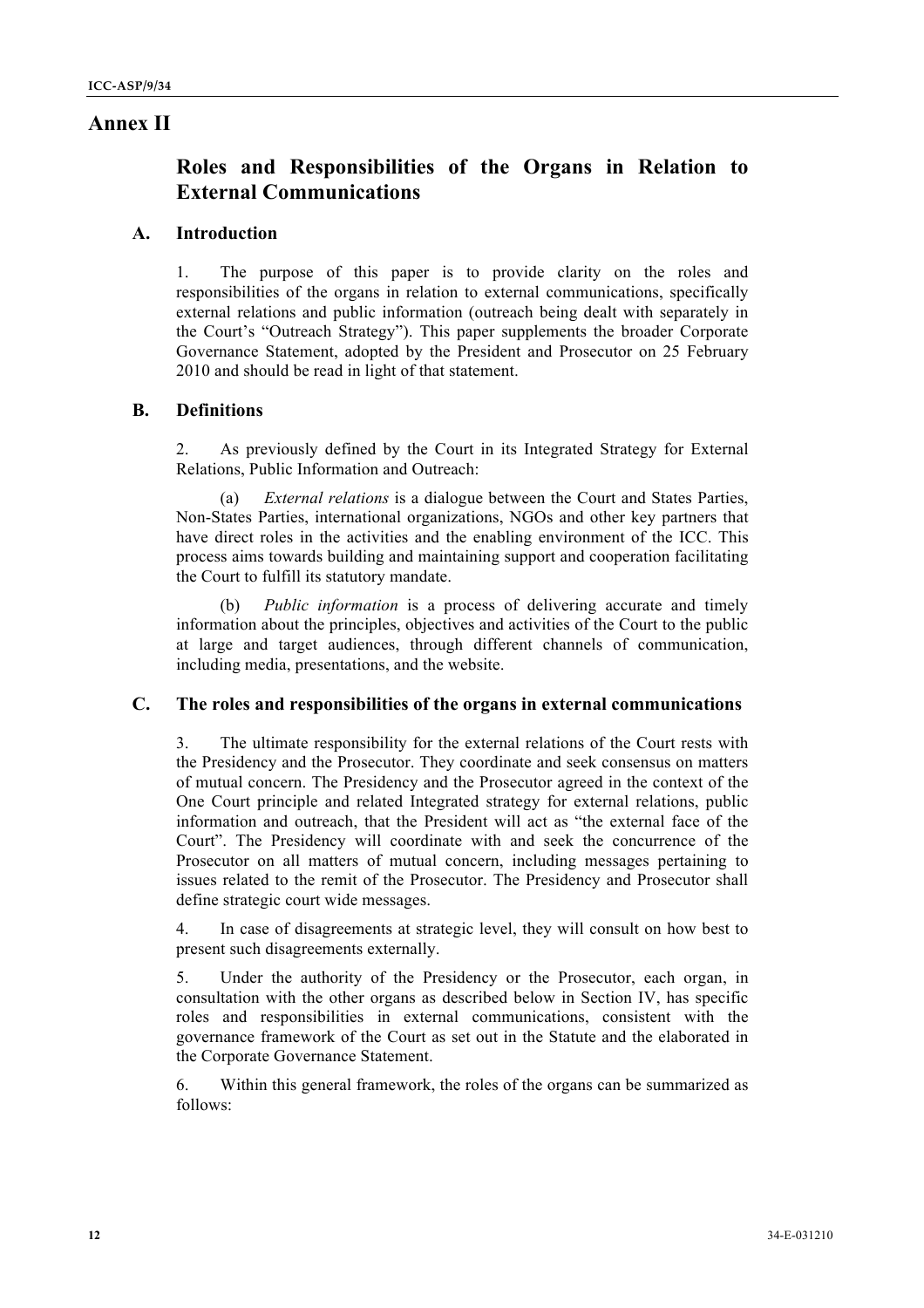# Annex II

## Roles and Responsibilities of the Organs in Relation to External Communications

### A. Introduction

1. The purpose of this paper is to provide clarity on the roles and responsibilities of the organs in relation to external communications, specifically external relations and public information (outreach being dealt with separately in the Court's "Outreach Strategy"). This paper supplements the broader Corporate Governance Statement, adopted by the President and Prosecutor on 25 February 2010 and should be read in light of that statement.

### B. Definitions

2. As previously defined by the Court in its Integrated Strategy for External Relations, Public Information and Outreach:

(a) *External relations* is a dialogue between the Court and States Parties, Non-States Parties, international organizations, NGOs and other key partners that have direct roles in the activities and the enabling environment of the ICC. This process aims towards building and maintaining support and cooperation facilitating the Court to fulfill its statutory mandate.

(b) *Public information* is a process of delivering accurate and timely information about the principles, objectives and activities of the Court to the public at large and target audiences, through different channels of communication, including media, presentations, and the website.

### C. The roles and responsibilities of the organs in external communications

3. The ultimate responsibility for the external relations of the Court rests with the Presidency and the Prosecutor. They coordinate and seek consensus on matters of mutual concern. The Presidency and the Prosecutor agreed in the context of the One Court principle and related Integrated strategy for external relations, public information and outreach, that the President will act as "the external face of the Court". The Presidency will coordinate with and seek the concurrence of the Prosecutor on all matters of mutual concern, including messages pertaining to issues related to the remit of the Prosecutor. The Presidency and Prosecutor shall define strategic court wide messages.

4. In case of disagreements at strategic level, they will consult on how best to present such disagreements externally.

5. Under the authority of the Presidency or the Prosecutor, each organ, in consultation with the other organs as described below in Section IV, has specific roles and responsibilities in external communications, consistent with the governance framework of the Court as set out in the Statute and the elaborated in the Corporate Governance Statement.

6. Within this general framework, the roles of the organs can be summarized as follows: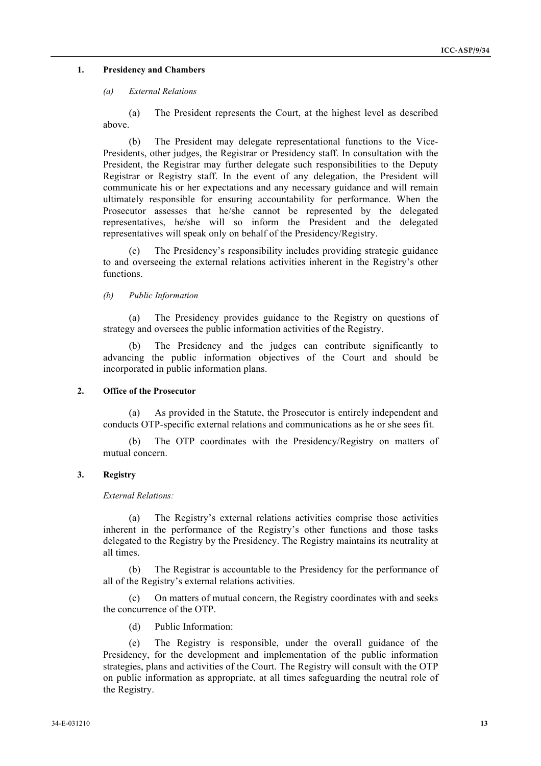### 1. Presidency and Chambers

*(a) External Relations*

(a) The President represents the Court, at the highest level as described above.

(b) The President may delegate representational functions to the Vice-Presidents, other judges, the Registrar or Presidency staff. In consultation with the President, the Registrar may further delegate such responsibilities to the Deputy Registrar or Registry staff. In the event of any delegation, the President will communicate his or her expectations and any necessary guidance and will remain ultimately responsible for ensuring accountability for performance. When the Prosecutor assesses that he/she cannot be represented by the delegated representatives, he/she will so inform the President and the delegated representatives will speak only on behalf of the Presidency/Registry.

(c) The Presidency's responsibility includes providing strategic guidance to and overseeing the external relations activities inherent in the Registry's other functions.

*(b) Public Information*

(a) The Presidency provides guidance to the Registry on questions of strategy and oversees the public information activities of the Registry.

(b) The Presidency and the judges can contribute significantly to advancing the public information objectives of the Court and should be incorporated in public information plans.

### 2. Office of the Prosecutor

(a) As provided in the Statute, the Prosecutor is entirely independent and conducts OTP-specific external relations and communications as he or she sees fit.

(b) The OTP coordinates with the Presidency/Registry on matters of mutual concern.

### 3. Registry

*External Relations:*

(a) The Registry's external relations activities comprise those activities inherent in the performance of the Registry's other functions and those tasks delegated to the Registry by the Presidency. The Registry maintains its neutrality at all times.

(b) The Registrar is accountable to the Presidency for the performance of all of the Registry's external relations activities.

(c) On matters of mutual concern, the Registry coordinates with and seeks the concurrence of the OTP.

(d) Public Information:

(e) The Registry is responsible, under the overall guidance of the Presidency, for the development and implementation of the public information strategies, plans and activities of the Court. The Registry will consult with the OTP on public information as appropriate, at all times safeguarding the neutral role of the Registry.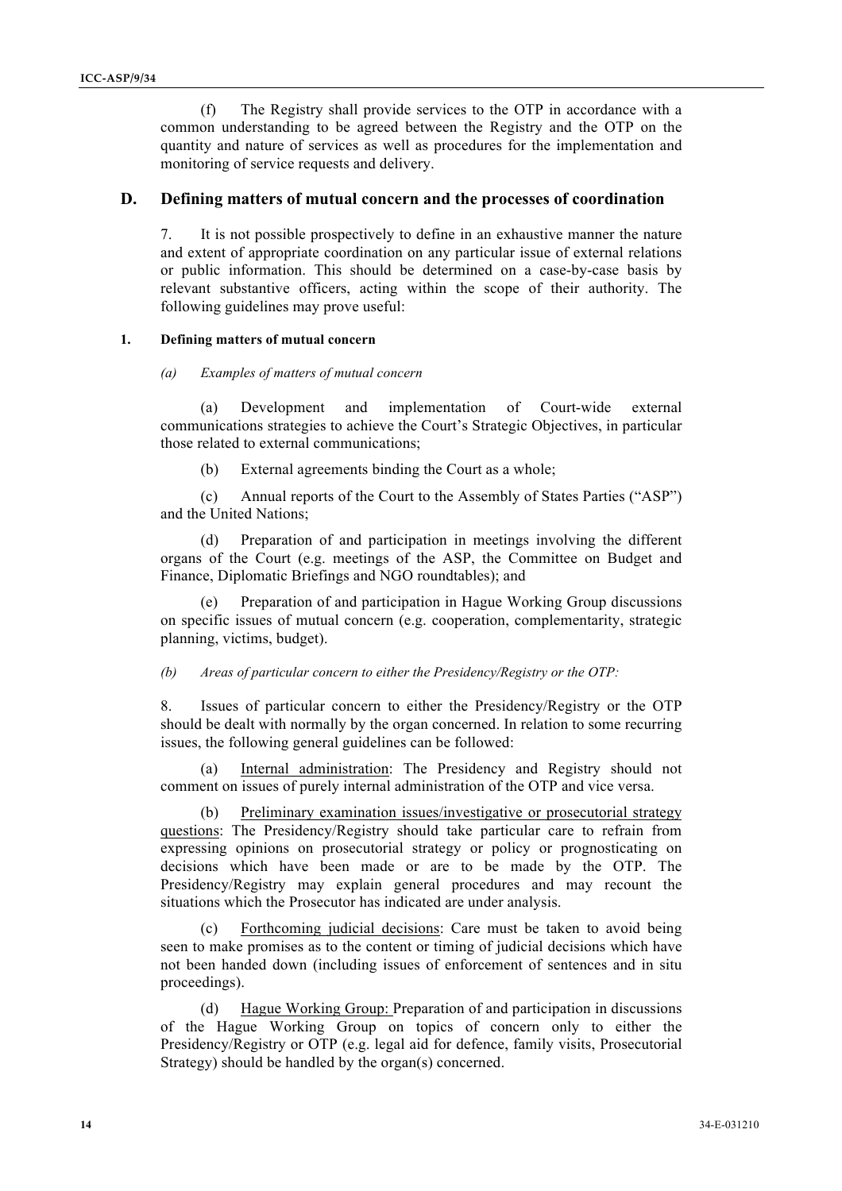(f) The Registry shall provide services to the OTP in accordance with a common understanding to be agreed between the Registry and the OTP on the quantity and nature of services as well as procedures for the implementation and monitoring of service requests and delivery.

## D. Defining matters of mutual concern and the processes of coordination

7. It is not possible prospectively to define in an exhaustive manner the nature and extent of appropriate coordination on any particular issue of external relations or public information. This should be determined on a case-by-case basis by relevant substantive officers, acting within the scope of their authority. The following guidelines may prove useful:

#### 1. Defining matters of mutual concern

*(a) Examples of matters of mutual concern*

(a) Development and implementation of Court-wide external communications strategies to achieve the Court's Strategic Objectives, in particular those related to external communications;

(b) External agreements binding the Court as a whole;

(c) Annual reports of the Court to the Assembly of States Parties ("ASP") and the United Nations;

(d) Preparation of and participation in meetings involving the different organs of the Court (e.g. meetings of the ASP, the Committee on Budget and Finance, Diplomatic Briefings and NGO roundtables); and

(e) Preparation of and participation in Hague Working Group discussions on specific issues of mutual concern (e.g. cooperation, complementarity, strategic planning, victims, budget).

*(b) Areas of particular concern to either the Presidency/Registry or the OTP:*

8. Issues of particular concern to either the Presidency/Registry or the OTP should be dealt with normally by the organ concerned. In relation to some recurring issues, the following general guidelines can be followed:

(a) Internal administration: The Presidency and Registry should not comment on issues of purely internal administration of the OTP and vice versa.

(b) Preliminary examination issues/investigative or prosecutorial strategy questions: The Presidency/Registry should take particular care to refrain from expressing opinions on prosecutorial strategy or policy or prognosticating on decisions which have been made or are to be made by the OTP. The Presidency/Registry may explain general procedures and may recount the situations which the Prosecutor has indicated are under analysis.

(c) Forthcoming judicial decisions: Care must be taken to avoid being seen to make promises as to the content or timing of judicial decisions which have not been handed down (including issues of enforcement of sentences and in situ proceedings).

(d) Hague Working Group: Preparation of and participation in discussions of the Hague Working Group on topics of concern only to either the Presidency/Registry or OTP (e.g. legal aid for defence, family visits, Prosecutorial Strategy) should be handled by the organ(s) concerned.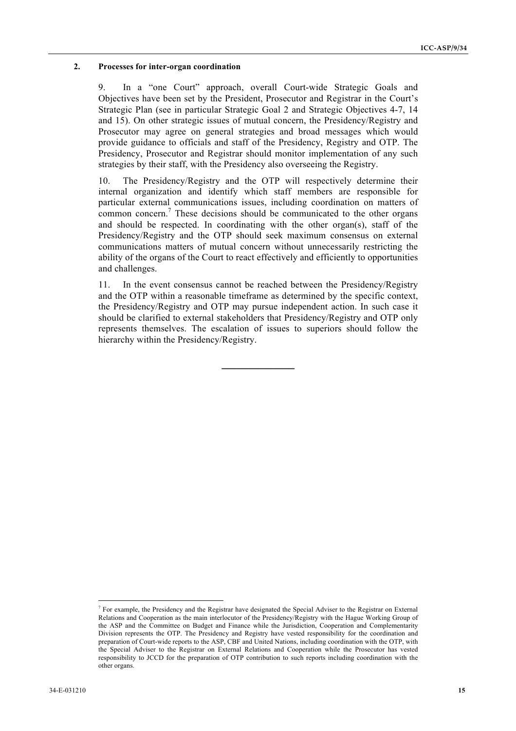### 2. Processes for inter-organ coordination

9. In a "one Court" approach, overall Court-wide Strategic Goals and Objectives have been set by the President, Prosecutor and Registrar in the Court's Strategic Plan (see in particular Strategic Goal 2 and Strategic Objectives 4-7, 14 and 15). On other strategic issues of mutual concern, the Presidency/Registry and Prosecutor may agree on general strategies and broad messages which would provide guidance to officials and staff of the Presidency, Registry and OTP. The Presidency, Prosecutor and Registrar should monitor implementation of any such strategies by their staff, with the Presidency also overseeing the Registry.

10. The Presidency/Registry and the OTP will respectively determine their internal organization and identify which staff members are responsible for particular external communications issues, including coordination on matters of common concern.[7] These decisions should be communicated to the other organs and should be respected. In coordinating with the other organ(s), staff of the Presidency/Registry and the OTP should seek maximum consensus on external communications matters of mutual concern without unnecessarily restricting the ability of the organs of the Court to react effectively and efficiently to opportunities and challenges.

11. In the event consensus cannot be reached between the Presidency/Registry and the OTP within a reasonable timeframe as determined by the specific context, the Presidency/Registry and OTP may pursue independent action. In such case it should be clarified to external stakeholders that Presidency/Registry and OTP only represents themselves. The escalation of issues to superiors should follow the hierarchy within the Presidency/Registry.

---

[7] For example, the Presidency and the Registrar have designated the Special Adviser to the Registrar on External Relations and Cooperation as the main interlocutor of the Presidency/Registry with the Hague Working Group of the ASP and the Committee on Budget and Finance while the Jurisdiction, Cooperation and Complementarity Division represents the OTP. The Presidency and Registry have vested responsibility for the coordination and preparation of Court-wide reports to the ASP, CBF and United Nations, including coordination with the OTP, with the Special Adviser to the Registrar on External Relations and Cooperation while the Prosecutor has vested responsibility to JCCD for the preparation of OTP contribution to such reports including coordination with the other organs.